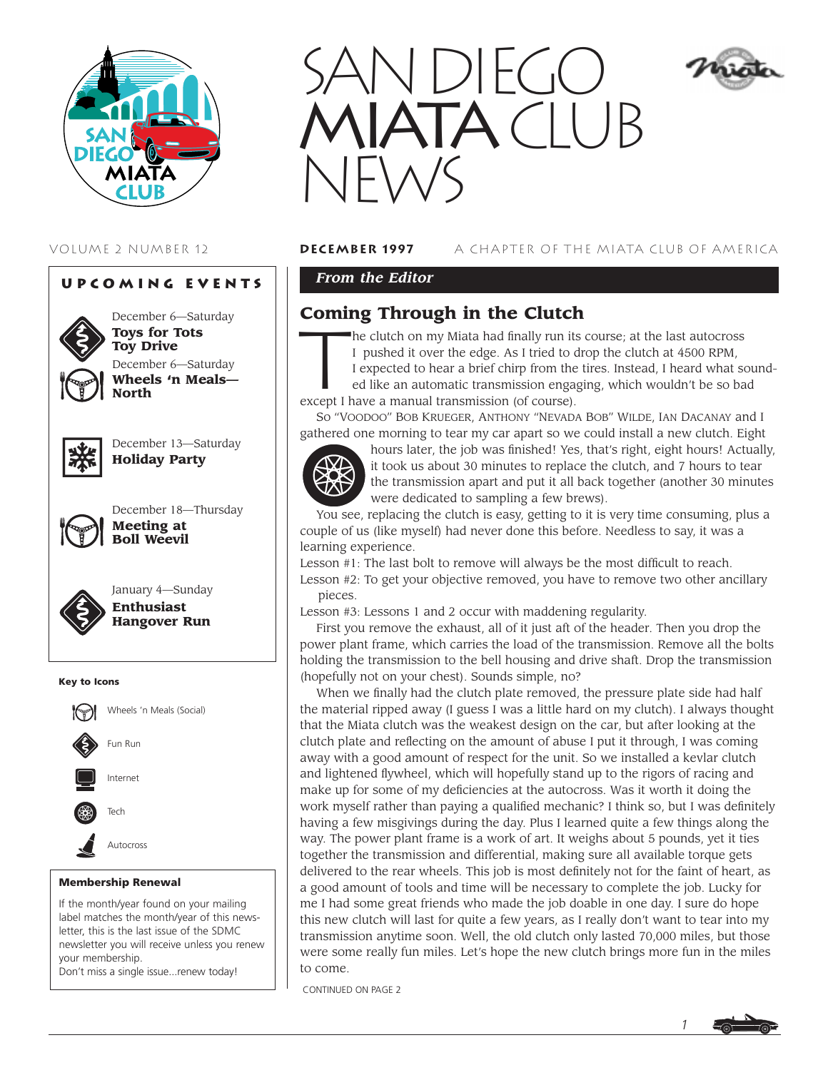# SAN DIEGO MIATA CLUB NEWS

VOLUME 2 NUMBER 12 **DECEMBER 1997** A CHAPTER OF THE MIATA CLUB OF AMERICA

## UPCOMING EVENTS

December 6—Saturday
**Toys for Tots Toy Drive**

December 6—Saturday
**Wheels 'n Meals—North**

December 13—Saturday
**Holiday Party**

December 18—Thursday
**Meeting at Boll Weevil**

January 4—Sunday
**Enthusiast Hangover Run**

**Key to Icons**

- Wheels 'n Meals (Social)
- Fun Run
- Internet
- Tech
- Autocross

**Membership Renewal**

If the month/year found on your mailing label matches the month/year of this newsletter, this is the last issue of the SDMC newsletter you will receive unless you renew your membership.
Don't miss a single issue...renew today!

*From the Editor*

## Coming Through in the Clutch

The clutch on my Miata had finally run its course; at the last autocross I pushed it over the edge. As I tried to drop the clutch at 4500 RPM, I expected to hear a brief chirp from the tires. Instead, I heard what sounded like an automatic transmission engaging, which wouldn't be so bad except I have a manual transmission (of course).

So "Voodoo" Bob Krueger, Anthony "Nevada Bob" Wilde, Ian Dacanay and I gathered one morning to tear my car apart so we could install a new clutch. Eight hours later, the job was finished! Yes, that's right, eight hours! Actually, it took us about 30 minutes to replace the clutch, and 7 hours to tear the transmission apart and put it all back together (another 30 minutes were dedicated to sampling a few brews).

You see, replacing the clutch is easy, getting to it is very time consuming, plus a couple of us (like myself) had never done this before. Needless to say, it was a learning experience.

Lesson #1: The last bolt to remove will always be the most difficult to reach.
Lesson #2: To get your objective removed, you have to remove two other ancillary pieces.
Lesson #3: Lessons 1 and 2 occur with maddening regularity.

First you remove the exhaust, all of it just aft of the header. Then you drop the power plant frame, which carries the load of the transmission. Remove all the bolts holding the transmission to the bell housing and drive shaft. Drop the transmission (hopefully not on your chest). Sounds simple, no?

When we finally had the clutch plate removed, the pressure plate side had half the material ripped away (I guess I was a little hard on my clutch). I always thought that the Miata clutch was the weakest design on the car, but after looking at the clutch plate and reflecting on the amount of abuse I put it through, I was coming away with a good amount of respect for the unit. So we installed a kevlar clutch and lightened flywheel, which will hopefully stand up to the rigors of racing and make up for some of my deficiencies at the autocross. Was it worth it doing the work myself rather than paying a qualified mechanic? I think so, but I was definitely having a few misgivings during the day. Plus I learned quite a few things along the way. The power plant frame is a work of art. It weighs about 5 pounds, yet it ties together the transmission and differential, making sure all available torque gets delivered to the rear wheels. This job is most definitely not for the faint of heart, as a good amount of tools and time will be necessary to complete the job. Lucky for me I had some great friends who made the job doable in one day. I sure do hope this new clutch will last for quite a few years, as I really don't want to tear into my transmission anytime soon. Well, the old clutch only lasted 70,000 miles, but those were some really fun miles. Let's hope the new clutch brings more fun in the miles to come.

CONTINUED ON PAGE 2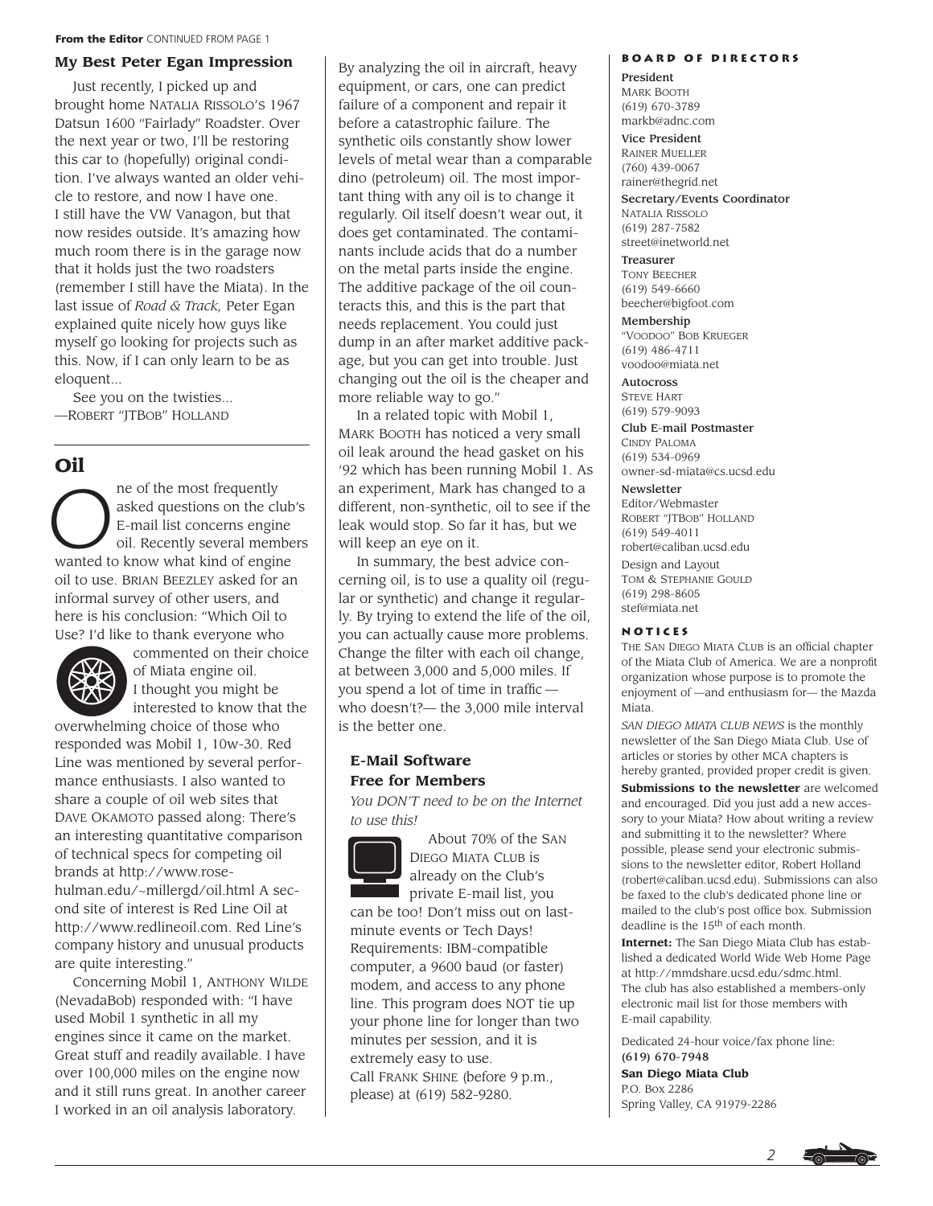**From the Editor** CONTINUED FROM PAGE 1

### My Best Peter Egan Impression

Just recently, I picked up and brought home NATALIA RISSOLO'S 1967 Datsun 1600 "Fairlady" Roadster. Over the next year or two, I'll be restoring this car to (hopefully) original condition. I've always wanted an older vehicle to restore, and now I have one. I still have the VW Vanagon, but that now resides outside. It's amazing how much room there is in the garage now that it holds just the two roadsters (remember I still have the Miata). In the last issue of *Road & Track,* Peter Egan explained quite nicely how guys like myself go looking for projects such as this. Now, if I can only learn to be as eloquent...

See you on the twisties...
—ROBERT "JTBOB" HOLLAND

## Oil

One of the most frequently asked questions on the club's E-mail list concerns engine oil. Recently several members wanted to know what kind of engine oil to use. BRIAN BEEZLEY asked for an informal survey of other users, and here is his conclusion: "Which Oil to Use? I'd like to thank everyone who commented on their choice of Miata engine oil. I thought you might be interested to know that the overwhelming choice of those who responded was Mobil 1, 10w-30. Red Line was mentioned by several performance enthusiasts. I also wanted to share a couple of oil web sites that DAVE OKAMOTO passed along: There's an interesting quantitative comparison of technical specs for competing oil brands at http://www.rose-hulman.edu/~millergd/oil.html A second site of interest is Red Line Oil at http://www.redlineoil.com. Red Line's company history and unusual products are quite interesting."

Concerning Mobil 1, ANTHONY WILDE (NevadaBob) responded with: "I have used Mobil 1 synthetic in all my engines since it came on the market. Great stuff and readily available. I have over 100,000 miles on the engine now and it still runs great. In another career I worked in an oil analysis laboratory. By analyzing the oil in aircraft, heavy equipment, or cars, one can predict failure of a component and repair it before a catastrophic failure. The synthetic oils constantly show lower levels of metal wear than a comparable dino (petroleum) oil. The most important thing with any oil is to change it regularly. Oil itself doesn't wear out, it does get contaminated. The contaminants include acids that do a number on the metal parts inside the engine. The additive package of the oil counteracts this, and this is the part that needs replacement. You could just dump in an after market additive package, but you can get into trouble. Just changing out the oil is the cheaper and more reliable way to go."

In a related topic with Mobil 1, MARK BOOTH has noticed a very small oil leak around the head gasket on his '92 which has been running Mobil 1. As an experiment, Mark has changed to a different, non-synthetic, oil to see if the leak would stop. So far it has, but we will keep an eye on it.

In summary, the best advice concerning oil, is to use a quality oil (regular or synthetic) and change it regularly. By trying to extend the life of the oil, you can actually cause more problems. Change the filter with each oil change, at between 3,000 and 5,000 miles. If you spend a lot of time in traffic—who doesn't?— the 3,000 mile interval is the better one.

### E-Mail Software Free for Members

*You DON'T need to be on the Internet to use this!*

About 70% of the SAN DIEGO MIATA CLUB is already on the Club's private E-mail list, you can be too! Don't miss out on last-minute events or Tech Days! Requirements: IBM-compatible computer, a 9600 baud (or faster) modem, and access to any phone line. This program does NOT tie up your phone line for longer than two minutes per session, and it is extremely easy to use. Call FRANK SHINE (before 9 p.m., please) at (619) 582-9280.

### BOARD OF DIRECTORS

**President**
MARK BOOTH
(619) 670-3789
markb@adnc.com

**Vice President**
RAINER MUELLER
(760) 439-0067
rainer@thegrid.net

**Secretary/Events Coordinator**
NATALIA RISSOLO
(619) 287-7582
street@inetworld.net

**Treasurer**
TONY BEECHER
(619) 549-6660
beecher@bigfoot.com

**Membership**
"VOODOO" BOB KRUEGER
(619) 486-4711
voodoo@miata.net

**Autocross**
STEVE HART
(619) 579-9093

**Club E-mail Postmaster**
CINDY PALOMA
(619) 534-0969
owner-sd-miata@cs.ucsd.edu

**Newsletter**
Editor/Webmaster
ROBERT "JTBOB" HOLLAND
(619) 549-4011
robert@caliban.ucsd.edu

Design and Layout
TOM & STEPHANIE GOULD
(619) 298-8605
stef@miata.net

### NOTICES

THE SAN DIEGO MIATA CLUB is an official chapter of the Miata Club of America. We are a nonprofit organization whose purpose is to promote the enjoyment of —and enthusiasm for— the Mazda Miata.

*SAN DIEGO MIATA CLUB NEWS* is the monthly newsletter of the San Diego Miata Club. Use of articles or stories by other MCA chapters is hereby granted, provided proper credit is given.

**Submissions to the newsletter** are welcomed and encouraged. Did you just add a new accessory to your Miata? How about writing a review and submitting it to the newsletter? Where possible, please send your electronic submissions to the newsletter editor, Robert Holland (robert@caliban.ucsd.edu). Submissions can also be faxed to the club's dedicated phone line or mailed to the club's post office box. Submission deadline is the 15th of each month.

**Internet:** The San Diego Miata Club has established a dedicated World Wide Web Home Page at http://mmdshare.ucsd.edu/sdmc.html. The club has also established a members-only electronic mail list for those members with E-mail capability.

Dedicated 24-hour voice/fax phone line:
**(619) 670-7948**

**San Diego Miata Club**
P.O. Box 2286
Spring Valley, CA 91979-2286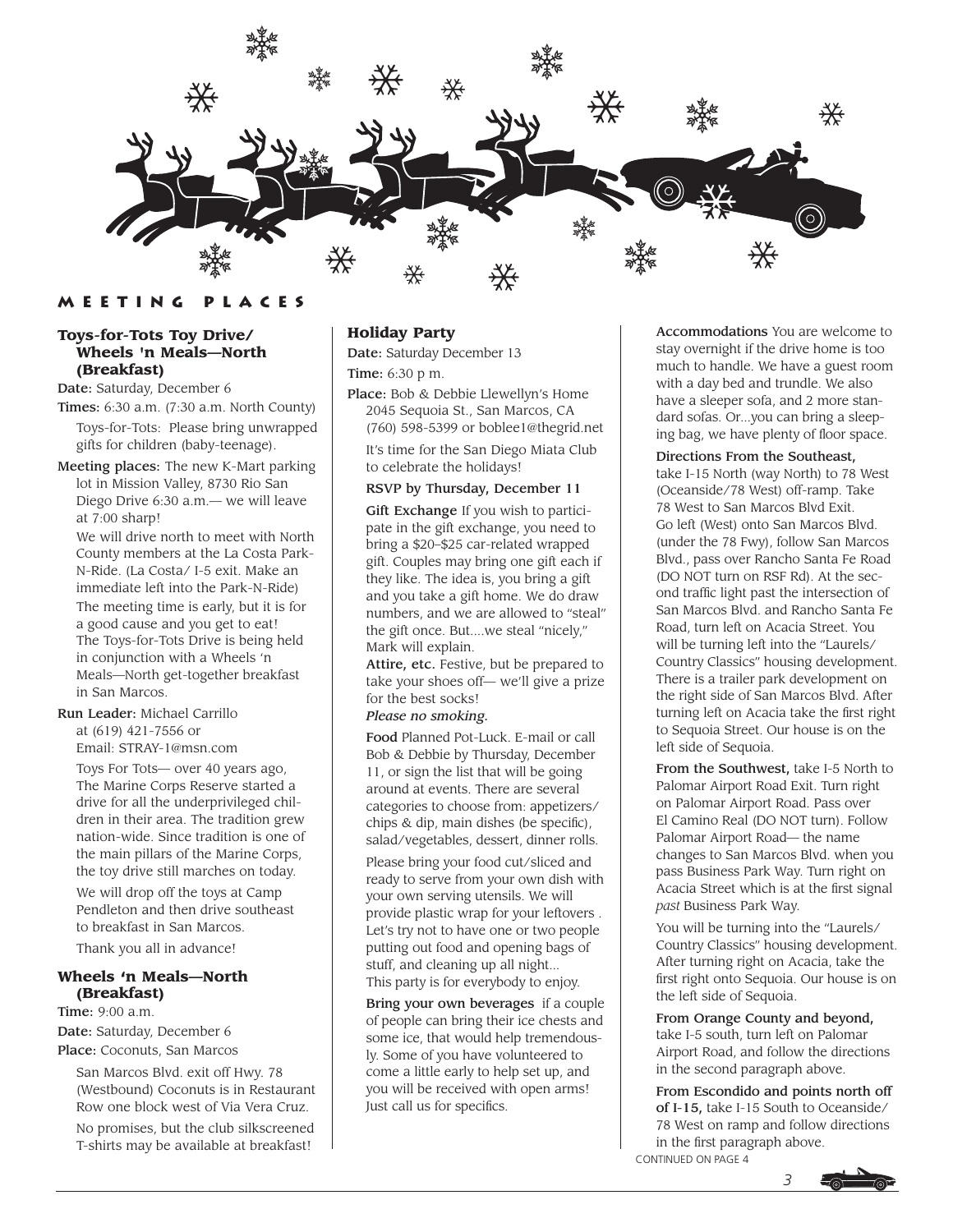## MEETING PLACES

### Toys-for-Tots Toy Drive/ Wheels 'n Meals—North (Breakfast)

**Date:** Saturday, December 6

**Times:** 6:30 a.m. (7:30 a.m. North County)

Toys-for-Tots: Please bring unwrapped gifts for children (baby-teenage).

**Meeting places:** The new K-Mart parking lot in Mission Valley, 8730 Rio San Diego Drive 6:30 a.m.— we will leave at 7:00 sharp!

We will drive north to meet with North County members at the La Costa Park-N-Ride. (La Costa/ I-5 exit. Make an immediate left into the Park-N-Ride)

The meeting time is early, but it is for a good cause and you get to eat! The Toys-for-Tots Drive is being held in conjunction with a Wheels 'n Meals—North get-together breakfast in San Marcos.

**Run Leader:** Michael Carrillo at (619) 421-7556 or Email: STRAY-1@msn.com

Toys For Tots— over 40 years ago, The Marine Corps Reserve started a drive for all the underprivileged children in their area. The tradition grew nation-wide. Since tradition is one of the main pillars of the Marine Corps, the toy drive still marches on today.

We will drop off the toys at Camp Pendleton and then drive southeast to breakfast in San Marcos.

Thank you all in advance!

### Wheels 'n Meals—North (Breakfast)

**Time:** 9:00 a.m.

**Date:** Saturday, December 6

**Place:** Coconuts, San Marcos

San Marcos Blvd. exit off Hwy. 78 (Westbound) Coconuts is in Restaurant Row one block west of Via Vera Cruz.

No promises, but the club silkscreened T-shirts may be available at breakfast!

### Holiday Party

**Date:** Saturday December 13

**Time:** 6:30 p m.

**Place:** Bob & Debbie Llewellyn's Home 2045 Sequoia St., San Marcos, CA (760) 598-5399 or boblee1@thegrid.net

It's time for the San Diego Miata Club to celebrate the holidays!

**RSVP by Thursday, December 11**

**Gift Exchange** If you wish to participate in the gift exchange, you need to bring a $20–$25 car-related wrapped gift. Couples may bring one gift each if they like. The idea is, you bring a gift and you take a gift home. We do draw numbers, and we are allowed to "steal" the gift once. But....we steal "nicely," Mark will explain.

**Attire, etc.** Festive, but be prepared to take your shoes off— we'll give a prize for the best socks!

*Please no smoking.*

**Food** Planned Pot-Luck. E-mail or call Bob & Debbie by Thursday, December 11, or sign the list that will be going around at events. There are several categories to choose from: appetizers/ chips & dip, main dishes (be specific), salad/vegetables, dessert, dinner rolls.

Please bring your food cut/sliced and ready to serve from your own dish with your own serving utensils. We will provide plastic wrap for your leftovers . Let's try not to have one or two people putting out food and opening bags of stuff, and cleaning up all night... This party is for everybody to enjoy.

**Bring your own beverages** if a couple of people can bring their ice chests and some ice, that would help tremendously. Some of you have volunteered to come a little early to help set up, and you will be received with open arms! Just call us for specifics.

**Accommodations** You are welcome to stay overnight if the drive home is too much to handle. We have a guest room with a day bed and trundle. We also have a sleeper sofa, and 2 more standard sofas. Or...you can bring a sleeping bag, we have plenty of floor space.

**Directions From the Southeast,** take I-15 North (way North) to 78 West (Oceanside/78 West) off-ramp. Take 78 West to San Marcos Blvd Exit. Go left (West) onto San Marcos Blvd. (under the 78 Fwy), follow San Marcos Blvd., pass over Rancho Santa Fe Road (DO NOT turn on RSF Rd). At the second traffic light past the intersection of San Marcos Blvd. and Rancho Santa Fe Road, turn left on Acacia Street. You will be turning left into the "Laurels/ Country Classics" housing development. There is a trailer park development on the right side of San Marcos Blvd. After turning left on Acacia take the first right to Sequoia Street. Our house is on the left side of Sequoia.

**From the Southwest,** take I-5 North to Palomar Airport Road Exit. Turn right on Palomar Airport Road. Pass over El Camino Real (DO NOT turn). Follow Palomar Airport Road— the name changes to San Marcos Blvd. when you pass Business Park Way. Turn right on Acacia Street which is at the first signal *past* Business Park Way.

You will be turning into the "Laurels/ Country Classics" housing development. After turning right on Acacia, take the first right onto Sequoia. Our house is on the left side of Sequoia.

**From Orange County and beyond,** take I-5 south, turn left on Palomar Airport Road, and follow the directions in the second paragraph above.

**From Escondido and points north off of I-15,** take I-15 South to Oceanside/ 78 West on ramp and follow directions in the first paragraph above.

CONTINUED ON PAGE 4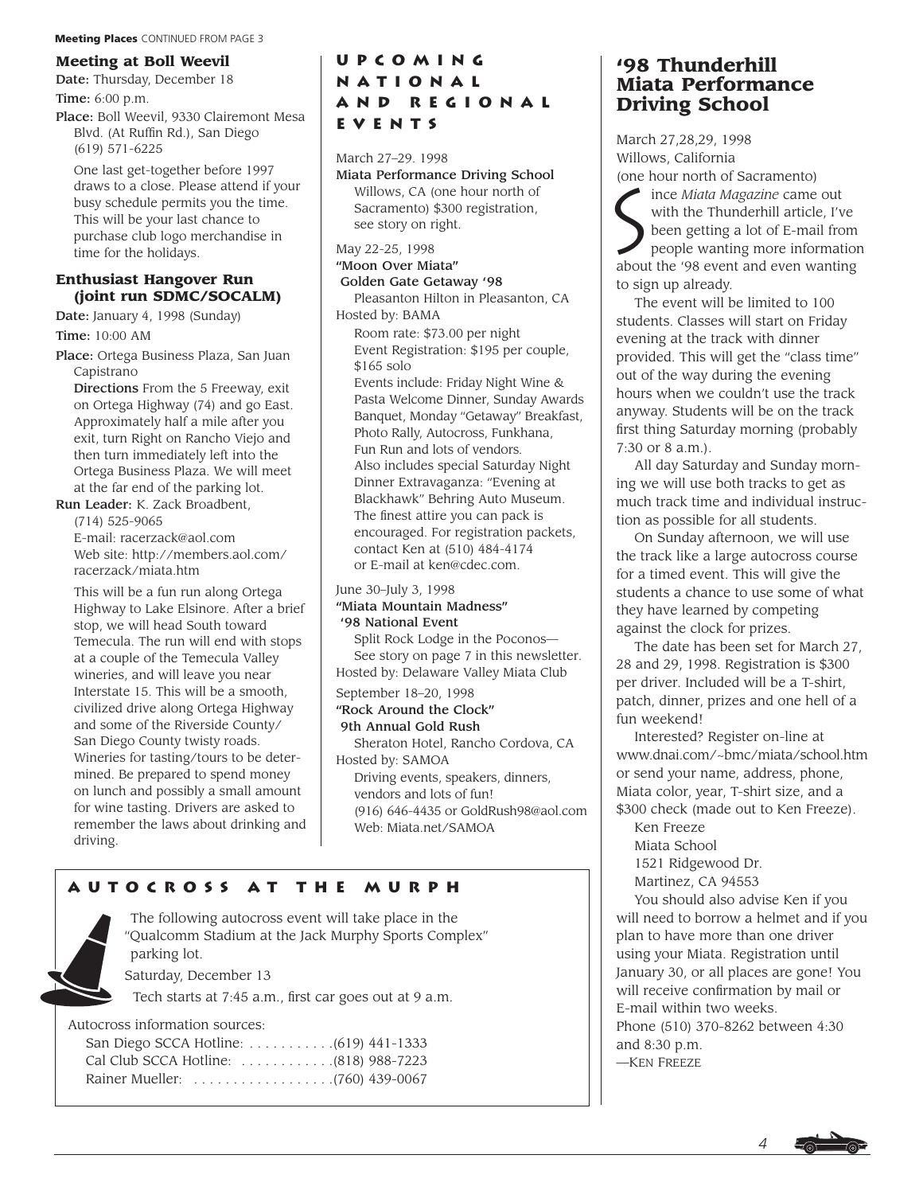**Meeting Places** CONTINUED FROM PAGE 3

### Meeting at Boll Weevil

**Date:** Thursday, December 18

**Time:** 6:00 p.m.

**Place:** Boll Weevil, 9330 Clairemont Mesa Blvd. (At Ruffin Rd.), San Diego (619) 571-6225

One last get-together before 1997 draws to a close. Please attend if your busy schedule permits you the time. This will be your last chance to purchase club logo merchandise in time for the holidays.

### Enthusiast Hangover Run (joint run SDMC/SOCALM)

**Date:** January 4, 1998 (Sunday)

**Time:** 10:00 AM

**Place:** Ortega Business Plaza, San Juan Capistrano

**Directions** From the 5 Freeway, exit on Ortega Highway (74) and go East. Approximately half a mile after you exit, turn Right on Rancho Viejo and then turn immediately left into the Ortega Business Plaza. We will meet at the far end of the parking lot.

**Run Leader:** K. Zack Broadbent, (714) 525-9065
E-mail: racerzack@aol.com
Web site: http://members.aol.com/racerzack/miata.htm

This will be a fun run along Ortega Highway to Lake Elsinore. After a brief stop, we will head South toward Temecula. The run will end with stops at a couple of the Temecula Valley wineries, and will leave you near Interstate 15. This will be a smooth, civilized drive along Ortega Highway and some of the Riverside County/San Diego County twisty roads. Wineries for tasting/tours to be determined. Be prepared to spend money on lunch and possibly a small amount for wine tasting. Drivers are asked to remember the laws about drinking and driving.

## Upcoming National and Regional Events

March 27–29. 1998
**Miata Performance Driving School**
Willows, CA (one hour north of Sacramento) $300 registration, see story on right.

May 22-25, 1998
**"Moon Over Miata" Golden Gate Getaway '98**
Pleasanton Hilton in Pleasanton, CA
Hosted by: BAMA
Room rate: $73.00 per night
Event Registration: $195 per couple, $165 solo
Events include: Friday Night Wine & Pasta Welcome Dinner, Sunday Awards Banquet, Monday "Getaway" Breakfast, Photo Rally, Autocross, Funkhana, Fun Run and lots of vendors.
Also includes special Saturday Night Dinner Extravaganza: "Evening at Blackhawk" Behring Auto Museum. The finest attire you can pack is encouraged. For registration packets, contact Ken at (510) 484-4174 or E-mail at ken@cdec.com.

June 30–July 3, 1998
**"Miata Mountain Madness" '98 National Event**
Split Rock Lodge in the Poconos— See story on page 7 in this newsletter.
Hosted by: Delaware Valley Miata Club

September 18–20, 1998
**"Rock Around the Clock" 9th Annual Gold Rush**
Sheraton Hotel, Rancho Cordova, CA
Hosted by: SAMOA
Driving events, speakers, dinners, vendors and lots of fun!
(916) 646-4435 or GoldRush98@aol.com
Web: Miata.net/SAMOA

## Autocross at the Murph

The following autocross event will take place in the "Qualcomm Stadium at the Jack Murphy Sports Complex" parking lot.

Saturday, December 13

Tech starts at 7:45 a.m., first car goes out at 9 a.m.

Autocross information sources:
San Diego SCCA Hotline: . . . . . . . . . . . (619) 441-1333
Cal Club SCCA Hotline: . . . . . . . . . . . . (818) 988-7223
Rainer Mueller: . . . . . . . . . . . . . . . . . . (760) 439-0067

## '98 Thunderhill Miata Performance Driving School

March 27,28,29, 1998
Willows, California
(one hour north of Sacramento)

Since *Miata Magazine* came out with the Thunderhill article, I've been getting a lot of E-mail from people wanting more information about the '98 event and even wanting to sign up already.

The event will be limited to 100 students. Classes will start on Friday evening at the track with dinner provided. This will get the "class time" out of the way during the evening hours when we couldn't use the track anyway. Students will be on the track first thing Saturday morning (probably 7:30 or 8 a.m.).

All day Saturday and Sunday morning we will use both tracks to get as much track time and individual instruction as possible for all students.

On Sunday afternoon, we will use the track like a large autocross course for a timed event. This will give the students a chance to use some of what they have learned by competing against the clock for prizes.

The date has been set for March 27, 28 and 29, 1998. Registration is $300 per driver. Included will be a T-shirt, patch, dinner, prizes and one hell of a fun weekend!

Interested? Register on-line at www.dnai.com/~bmc/miata/school.htm or send your name, address, phone, Miata color, year, T-shirt size, and a $300 check (made out to Ken Freeze).

Ken Freeze
Miata School
1521 Ridgewood Dr.
Martinez, CA 94553

You should also advise Ken if you will need to borrow a helmet and if you plan to have more than one driver using your Miata. Registration until January 30, or all places are gone! You will receive confirmation by mail or E-mail within two weeks.
Phone (510) 370-8262 between 4:30 and 8:30 p.m.

—Ken Freeze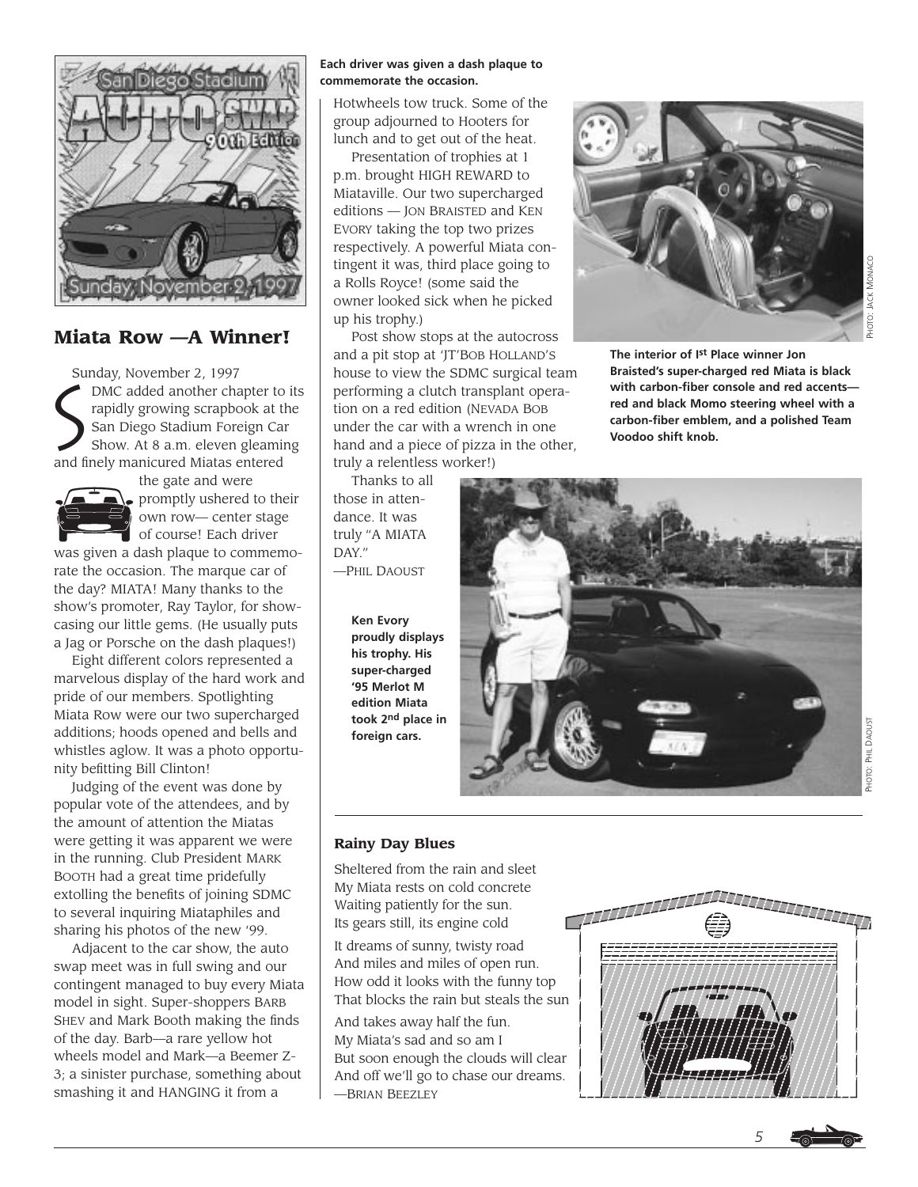## Miata Row —A Winner!

Sunday, November 2, 1997

SDMC added another chapter to its rapidly growing scrapbook at the San Diego Stadium Foreign Car Show. At 8 a.m. eleven gleaming and finely manicured Miatas entered the gate and were promptly ushered to their own row— center stage of course! Each driver was given a dash plaque to commemorate the occasion. The marque car of the day? MIATA! Many thanks to the show's promoter, Ray Taylor, for showcasing our little gems. (He usually puts a Jag or Porsche on the dash plaques!)

Eight different colors represented a marvelous display of the hard work and pride of our members. Spotlighting Miata Row were our two supercharged additions; hoods opened and bells and whistles aglow. It was a photo opportunity befitting Bill Clinton!

Judging of the event was done by popular vote of the attendees, and by the amount of attention the Miatas were getting it was apparent we were in the running. Club President MARK BOOTH had a great time pridefully extolling the benefits of joining SDMC to several inquiring Miataphiles and sharing his photos of the new '99.

Adjacent to the car show, the auto swap meet was in full swing and our contingent managed to buy every Miata model in sight. Super-shoppers BARB SHEV and Mark Booth making the finds of the day. Barb—a rare yellow hot wheels model and Mark—a Beemer Z-3; a sinister purchase, something about smashing it and HANGING it from a Hotwheels tow truck. Some of the group adjourned to Hooters for lunch and to get out of the heat.

**Each driver was given a dash plaque to commemorate the occasion.**

Presentation of trophies at 1 p.m. brought HIGH REWARD to Miataville. Our two supercharged editions — JON BRAISTED and KEN EVORY taking the top two prizes respectively. A powerful Miata contingent it was, third place going to a Rolls Royce! (some said the owner looked sick when he picked up his trophy.)

Post show stops at the autocross and a pit stop at 'JT'BOB HOLLAND'S house to view the SDMC surgical team performing a clutch transplant operation on a red edition (NEVADA BOB under the car with a wrench in one hand and a piece of pizza in the other, truly a relentless worker!)

Thanks to all those in attendance. It was truly "A MIATA DAY."

—PHIL DAOUST

**The interior of 1st Place winner Jon Braisted's super-charged red Miata is black with carbon-fiber console and red accents—red and black Momo steering wheel with a carbon-fiber emblem, and a polished Team Voodoo shift knob.**

PHOTO: JACK MONACO

**Ken Evory proudly displays his trophy. His super-charged '95 Merlot M edition Miata took 2nd place in foreign cars.**

PHOTO: PHIL DAOUST

### Rainy Day Blues

Sheltered from the rain and sleet
My Miata rests on cold concrete
Waiting patiently for the sun.
Its gears still, its engine cold

It dreams of sunny, twisty road
And miles and miles of open run.
How odd it looks with the funny top
That blocks the rain but steals the sun

And takes away half the fun.
My Miata's sad and so am I
But soon enough the clouds will clear
And off we'll go to chase our dreams.

—BRIAN BEEZLEY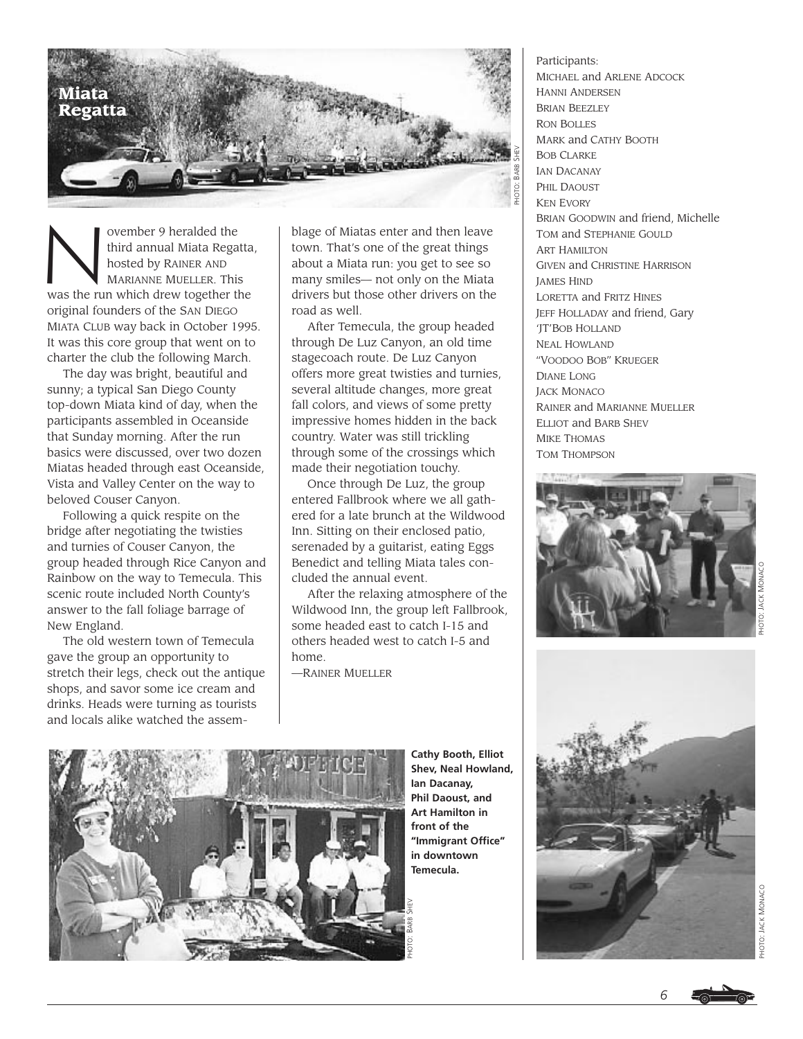# Miata Regatta

PHOTO: BARB SHEV

November 9 heralded the third annual Miata Regatta, hosted by RAINER AND MARIANNE MUELLER. This was the run which drew together the original founders of the SAN DIEGO MIATA CLUB way back in October 1995. It was this core group that went on to charter the club the following March.

The day was bright, beautiful and sunny; a typical San Diego County top-down Miata kind of day, when the participants assembled in Oceanside that Sunday morning. After the run basics were discussed, over two dozen Miatas headed through east Oceanside, Vista and Valley Center on the way to beloved Couser Canyon.

Following a quick respite on the bridge after negotiating the twisties and turnies of Couser Canyon, the group headed through Rice Canyon and Rainbow on the way to Temecula. This scenic route included North County's answer to the fall foliage barrage of New England.

The old western town of Temecula gave the group an opportunity to stretch their legs, check out the antique shops, and savor some ice cream and drinks. Heads were turning as tourists and locals alike watched the assemblage of Miatas enter and then leave town. That's one of the great things about a Miata run: you get to see so many smiles— not only on the Miata drivers but those other drivers on the road as well.

After Temecula, the group headed through De Luz Canyon, an old time stagecoach route. De Luz Canyon offers more great twisties and turnies, several altitude changes, more great fall colors, and views of some pretty impressive homes hidden in the back country. Water was still trickling through some of the crossings which made their negotiation touchy.

Once through De Luz, the group entered Fallbrook where we all gathered for a late brunch at the Wildwood Inn. Sitting on their enclosed patio, serenaded by a guitarist, eating Eggs Benedict and telling Miata tales concluded the annual event.

After the relaxing atmosphere of the Wildwood Inn, the group left Fallbrook, some headed east to catch I-15 and others headed west to catch I-5 and home.

—RAINER MUELLER

Participants:

MICHAEL and ARLENE ADCOCK
HANNI ANDERSEN
BRIAN BEEZLEY
RON BOLLES
MARK and CATHY BOOTH
BOB CLARKE
IAN DACANAY
PHIL DAOUST
KEN EVORY
BRIAN GOODWIN and friend, Michelle
TOM and STEPHANIE GOULD
ART HAMILTON
GIVEN and CHRISTINE HARRISON
JAMES HIND
LORETTA and FRITZ HINES
JEFF HOLLADAY and friend, Gary
'JT'BOB HOLLAND
NEAL HOWLAND
"VOODOO BOB" KRUEGER
DIANE LONG
JACK MONACO
RAINER and MARIANNE MUELLER
ELLIOT and BARB SHEV
MIKE THOMAS
TOM THOMPSON

PHOTO: JACK MONACO

**Cathy Booth, Elliot Shev, Neal Howland, Ian Dacanay, Phil Daoust, and Art Hamilton in front of the "Immigrant Office" in downtown Temecula.**

PHOTO: BARB SHEV

PHOTO: JACK MONACO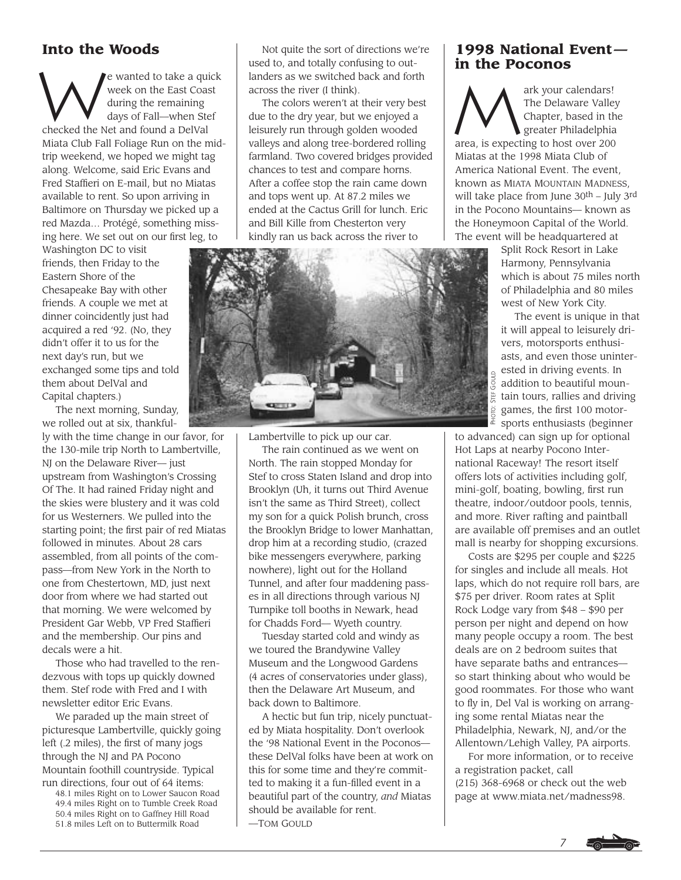## Into the Woods

We wanted to take a quick week on the East Coast during the remaining days of Fall—when Stef checked the Net and found a DelVal Miata Club Fall Foliage Run on the mid-trip weekend, we hoped we might tag along. Welcome, said Eric Evans and Fred Staffieri on E-mail, but no Miatas available to rent. So upon arriving in Baltimore on Thursday we picked up a red Mazda… Protégé, something missing here. We set out on our first leg, to Washington DC to visit friends, then Friday to the Eastern Shore of the Chesapeake Bay with other friends. A couple we met at dinner coincidently just had acquired a red '92. (No, they didn't offer it to us for the next day's run, but we exchanged some tips and told them about DelVal and Capital chapters.)

The next morning, Sunday, we rolled out at six, thankfully with the time change in our favor, for the 130-mile trip North to Lambertville, NJ on the Delaware River— just upstream from Washington's Crossing Of The. It had rained Friday night and the skies were blustery and it was cold for us Westerners. We pulled into the starting point; the first pair of red Miatas followed in minutes. About 28 cars assembled, from all points of the compass—from New York in the North to one from Chestertown, MD, just next door from where we had started out that morning. We were welcomed by President Gar Webb, VP Fred Staffieri and the membership. Our pins and decals were a hit.

Those who had travelled to the rendezvous with tops up quickly downed them. Stef rode with Fred and I with newsletter editor Eric Evans.

We paraded up the main street of picturesque Lambertville, quickly going left (.2 miles), the first of many jogs through the NJ and PA Pocono Mountain foothill countryside. Typical run directions, four out of 64 items:

48.1 miles Right on to Lower Saucon Road
49.4 miles Right on to Tumble Creek Road
50.4 miles Right on to Gaffney Hill Road
51.8 miles Left on to Buttermilk Road

Not quite the sort of directions we're used to, and totally confusing to outlanders as we switched back and forth across the river (I think).

The colors weren't at their very best due to the dry year, but we enjoyed a leisurely run through golden wooded valleys and along tree-bordered rolling farmland. Two covered bridges provided chances to test and compare horns. After a coffee stop the rain came down and tops went up. At 87.2 miles we ended at the Cactus Grill for lunch. Eric and Bill Kille from Chesterton very kindly ran us back across the river to Lambertville to pick up our car.

PHOTO: STEF GOULD

The rain continued as we went on North. The rain stopped Monday for Stef to cross Staten Island and drop into Brooklyn (Uh, it turns out Third Avenue isn't the same as Third Street), collect my son for a quick Polish brunch, cross the Brooklyn Bridge to lower Manhattan, drop him at a recording studio, (crazed bike messengers everywhere, parking nowhere), light out for the Holland Tunnel, and after four maddening passes in all directions through various NJ Turnpike toll booths in Newark, head for Chadds Ford— Wyeth country.

Tuesday started cold and windy as we toured the Brandywine Valley Museum and the Longwood Gardens (4 acres of conservatories under glass), then the Delaware Art Museum, and back down to Baltimore.

A hectic but fun trip, nicely punctuated by Miata hospitality. Don't overlook the '98 National Event in the Poconos—these DelVal folks have been at work on this for some time and they're committed to making it a fun-filled event in a beautiful part of the country, *and* Miatas should be available for rent.

—TOM GOULD

## 1998 National Event—in the Poconos

Mark your calendars! The Delaware Valley Chapter, based in the greater Philadelphia area, is expecting to host over 200 Miatas at the 1998 Miata Club of America National Event. The event, known as MIATA MOUNTAIN MADNESS, will take place from June 30th – July 3rd in the Pocono Mountains— known as the Honeymoon Capital of the World. The event will be headquartered at Split Rock Resort in Lake Harmony, Pennsylvania which is about 75 miles north of Philadelphia and 80 miles west of New York City.

The event is unique in that it will appeal to leisurely drivers, motorsports enthusiasts, and even those uninterested in driving events. In addition to beautiful mountain tours, rallies and driving games, the first 100 motorsports enthusiasts (beginner to advanced) can sign up for optional Hot Laps at nearby Pocono International Raceway! The resort itself offers lots of activities including golf, mini-golf, boating, bowling, first run theatre, indoor/outdoor pools, tennis, and more. River rafting and paintball are available off premises and an outlet mall is nearby for shopping excursions.

Costs are $295 per couple and $225 for singles and include all meals. Hot laps, which do not require roll bars, are $75 per driver. Room rates at Split Rock Lodge vary from $48 – $90 per person per night and depend on how many people occupy a room. The best deals are on 2 bedroom suites that have separate baths and entrances—so start thinking about who would be good roommates. For those who want to fly in, Del Val is working on arranging some rental Miatas near the Philadelphia, Newark, NJ, and/or the Allentown/Lehigh Valley, PA airports.

For more information, or to receive a registration packet, call (215) 368-6968 or check out the web page at www.miata.net/madness98.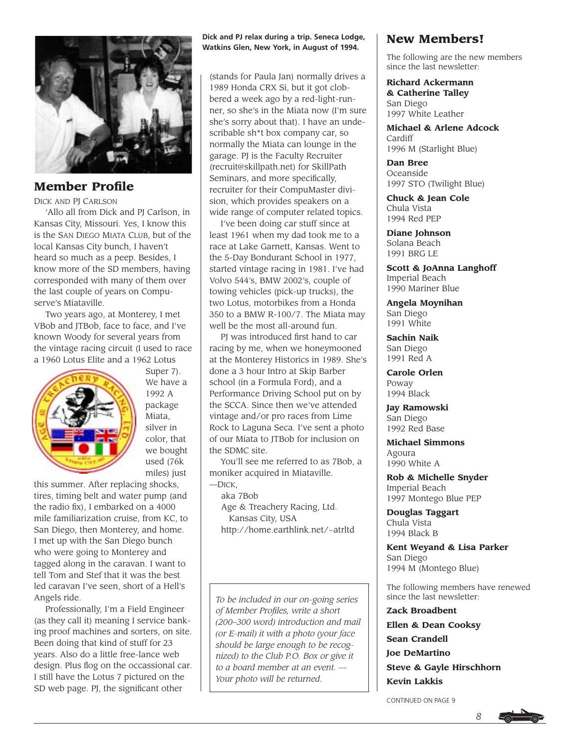## Member Profile

DICK AND PJ CARLSON

'Allo all from Dick and PJ Carlson, in Kansas City, Missouri. Yes, I know this is the SAN DIEGO MIATA CLUB, but of the local Kansas City bunch, I haven't heard so much as a peep. Besides, I know more of the SD members, having corresponded with many of them over the last couple of years on Compuserve's Miataville.

Two years ago, at Monterey, I met VBob and JTBob, face to face, and I've known Woody for several years from the vintage racing circuit (I used to race a 1960 Lotus Elite and a 1962 Lotus Super 7). We have a 1992 A package Miata, silver in color, that we bought used (76k miles) just this summer. After replacing shocks, tires, timing belt and water pump (and the radio fix), I embarked on a 4000 mile familiarization cruise, from KC, to San Diego, then Monterey, and home. I met up with the San Diego bunch who were going to Monterey and tagged along in the caravan. I want to tell Tom and Stef that it was the best led caravan I've seen, short of a Hell's Angels ride.

Professionally, I'm a Field Engineer (as they call it) meaning I service banking proof machines and sorters, on site. Been doing that kind of stuff for 23 years. Also do a little free-lance web design. Plus flog on the occassional car. I still have the Lotus 7 pictured on the SD web page. PJ, the significant other (stands for Paula Jan) normally drives a 1989 Honda CRX Si, but it got clobbered a week ago by a red-light-runner, so she's in the Miata now (I'm sure she's sorry about that). I have an undescribable sh*t box company car, so normally the Miata can lounge in the garage. PJ is the Faculty Recruiter (recruit@skillpath.net) for SkillPath Seminars, and more specifically, recruiter for their CompuMaster division, which provides speakers on a wide range of computer related topics.

I've been doing car stuff since at least 1961 when my dad took me to a race at Lake Garnett, Kansas. Went to the 5-Day Bondurant School in 1977, started vintage racing in 1981. I've had Volvo 544's, BMW 2002's, couple of towing vehicles (pick-up trucks), the two Lotus, motorbikes from a Honda 350 to a BMW R-100/7. The Miata may well be the most all-around fun.

PJ was introduced first hand to car racing by me, when we honeymooned at the Monterey Historics in 1989. She's done a 3 hour Intro at Skip Barber school (in a Formula Ford), and a Performance Driving School put on by the SCCA. Since then we've attended vintage and/or pro races from Lime Rock to Laguna Seca. I've sent a photo of our Miata to JTBob for inclusion on the SDMC site.

You'll see me referred to as 7Bob, a moniker acquired in Miataville.

—DICK,
aka 7Bob
Age & Treachery Racing, Ltd.
Kansas City, USA
http://home.earthlink.net/~atrltd

**Dick and PJ relax during a trip. Seneca Lodge, Watkins Glen, New York, in August of 1994.**

*To be included in our on-going series of Member Profiles, write a short (200–300 word) introduction and mail (or E-mail) it with a photo (your face should be large enough to be recognized) to the Club P.O. Box or give it to a board member at an event. — Your photo will be returned.*

## New Members!

The following are the new members since the last newsletter:

**Richard Ackermann & Catherine Talley**
San Diego
1997 White Leather

**Michael & Arlene Adcock**
Cardiff
1996 M (Starlight Blue)

**Dan Bree**
Oceanside
1997 STO (Twilight Blue)

**Chuck & Jean Cole**
Chula Vista
1994 Red PEP

**Diane Johnson**
Solana Beach
1991 BRG LE

**Scott & JoAnna Langhoff**
Imperial Beach
1990 Mariner Blue

**Angela Moynihan**
San Diego
1991 White

**Sachin Naik**
San Diego
1991 Red A

**Carole Orlen**
Poway
1994 Black

**Jay Ramowski**
San Diego
1992 Red Base

**Michael Simmons**
Agoura
1990 White A

**Rob & Michelle Snyder**
Imperial Beach
1997 Montego Blue PEP

**Douglas Taggart**
Chula Vista
1994 Black B

**Kent Weyand & Lisa Parker**
San Diego
1994 M (Montego Blue)

The following members have renewed since the last newsletter:

**Zack Broadbent**

**Ellen & Dean Cooksy**

**Sean Crandell**

**Joe DeMartino**

**Steve & Gayle Hirschhorn**

**Kevin Lakkis**

CONTINUED ON PAGE 9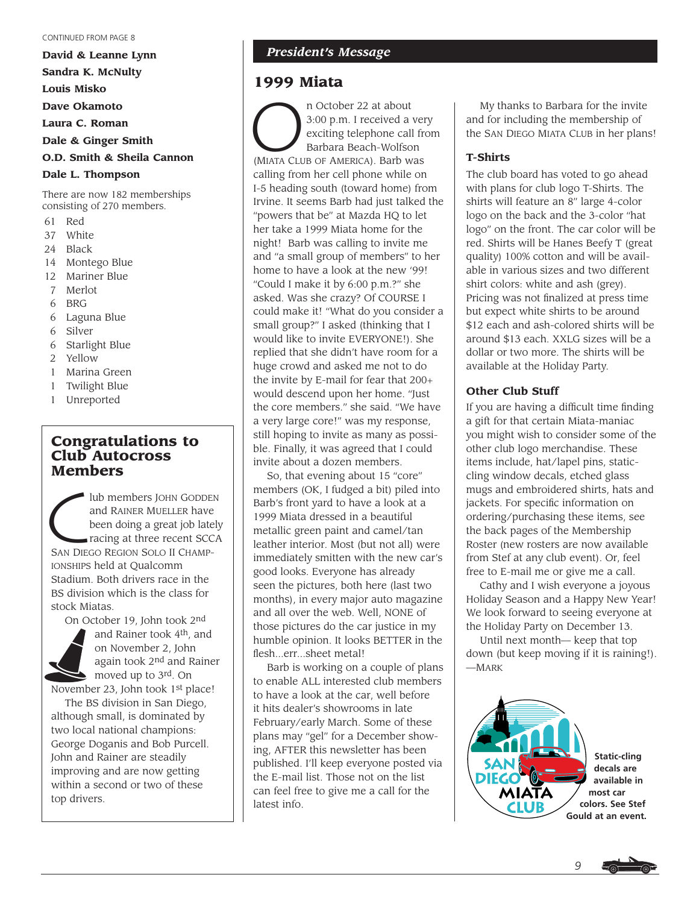CONTINUED FROM PAGE 8

**David & Leanne Lynn**
**Sandra K. McNulty**
**Louis Misko**
**Dave Okamoto**
**Laura C. Roman**
**Dale & Ginger Smith**
**O.D. Smith & Sheila Cannon**
**Dale L. Thompson**

There are now 182 memberships consisting of 270 members.

| | |
|---|---|
| 61 | Red |
| 37 | White |
| 24 | Black |
| 14 | Montego Blue |
| 12 | Mariner Blue |
| 7 | Merlot |
| 6 | BRG |
| 6 | Laguna Blue |
| 6 | Silver |
| 6 | Starlight Blue |
| 2 | Yellow |
| 1 | Marina Green |
| 1 | Twilight Blue |
| 1 | Unreported |

## Congratulations to Club Autocross Members

Club members JOHN GODDEN and RAINER MUELLER have been doing a great job lately racing at three recent SCCA SAN DIEGO REGION SOLO II CHAMPIONSHIPS held at Qualcomm Stadium. Both drivers race in the BS division which is the class for stock Miatas.

On October 19, John took 2nd and Rainer took 4th, and on November 2, John again took 2nd and Rainer moved up to 3rd. On November 23, John took 1st place!

The BS division in San Diego, although small, is dominated by two local national champions: George Doganis and Bob Purcell. John and Rainer are steadily improving and are now getting within a second or two of these top drivers.

## *President's Message*

## 1999 Miata

On October 22 at about 3:00 p.m. I received a very exciting telephone call from Barbara Beach-Wolfson (MIATA CLUB OF AMERICA). Barb was calling from her cell phone while on I-5 heading south (toward home) from Irvine. It seems Barb had just talked the "powers that be" at Mazda HQ to let her take a 1999 Miata home for the night! Barb was calling to invite me and "a small group of members" to her home to have a look at the new '99! "Could I make it by 6:00 p.m.?" she asked. Was she crazy? Of COURSE I could make it! "What do you consider a small group?" I asked (thinking that I would like to invite EVERYONE!). She replied that she didn't have room for a huge crowd and asked me not to do the invite by E-mail for fear that 200+ would descend upon her home. "Just the core members." she said. "We have a very large core!" was my response, still hoping to invite as many as possible. Finally, it was agreed that I could invite about a dozen members.

So, that evening about 15 "core" members (OK, I fudged a bit) piled into Barb's front yard to have a look at a 1999 Miata dressed in a beautiful metallic green paint and camel/tan leather interior. Most (but not all) were immediately smitten with the new car's good looks. Everyone has already seen the pictures, both here (last two months), in every major auto magazine and all over the web. Well, NONE of those pictures do the car justice in my humble opinion. It looks BETTER in the flesh...err...sheet metal!

Barb is working on a couple of plans to enable ALL interested club members to have a look at the car, well before it hits dealer's showrooms in late February/early March. Some of these plans may "gel" for a December showing, AFTER this newsletter has been published. I'll keep everyone posted via the E-mail list. Those not on the list can feel free to give me a call for the latest info.

My thanks to Barbara for the invite and for including the membership of the SAN DIEGO MIATA CLUB in her plans!

### T-Shirts

The club board has voted to go ahead with plans for club logo T-Shirts. The shirts will feature an 8" large 4-color logo on the back and the 3-color "hat logo" on the front. The car color will be red. Shirts will be Hanes Beefy T (great quality) 100% cotton and will be available in various sizes and two different shirt colors: white and ash (grey). Pricing was not finalized at press time but expect white shirts to be around $12 each and ash-colored shirts will be around $13 each. XXLG sizes will be a dollar or two more. The shirts will be available at the Holiday Party.

### Other Club Stuff

If you are having a difficult time finding a gift for that certain Miata-maniac you might wish to consider some of the other club logo merchandise. These items include, hat/lapel pins, static-cling window decals, etched glass mugs and embroidered shirts, hats and jackets. For specific information on ordering/purchasing these items, see the back pages of the Membership Roster (new rosters are now available from Stef at any club event). Or, feel free to E-mail me or give me a call.

Cathy and I wish everyone a joyous Holiday Season and a Happy New Year! We look forward to seeing everyone at the Holiday Party on December 13.

Until next month— keep that top down (but keep moving if it is raining!).
—MARK

SAN DIEGO MIATA CLUB

**Static-cling decals are available in most car colors. See Stef Gould at an event.**